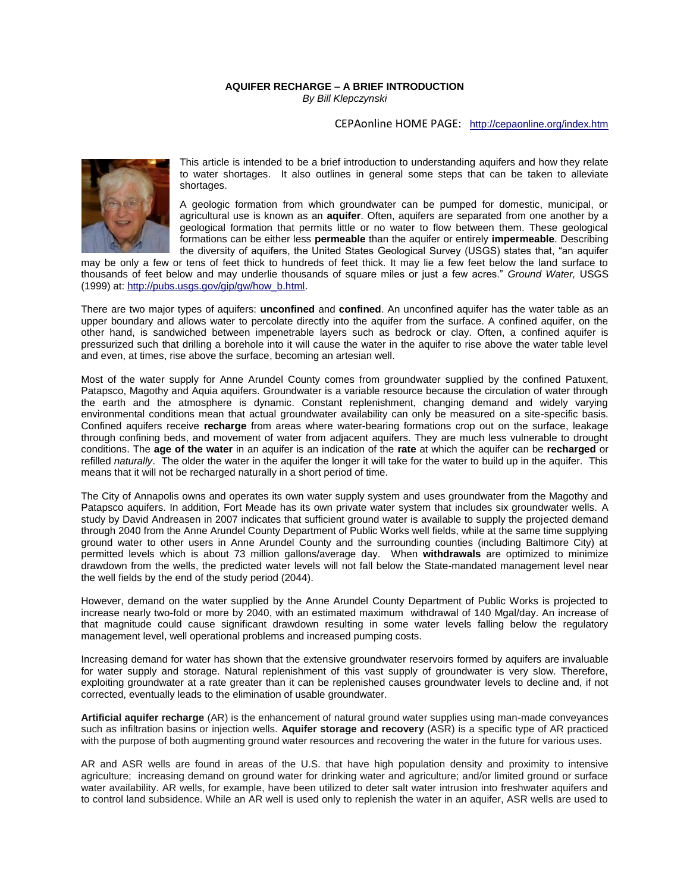**AQUIFER RECHARGE – A BRIEF INTRODUCTION**
*By Bill Klepczynski*

CEPAonline HOME PAGE: http://cepaonline.org/index.htm

This article is intended to be a brief introduction to understanding aquifers and how they relate to water shortages. It also outlines in general some steps that can be taken to alleviate shortages.

A geologic formation from which groundwater can be pumped for domestic, municipal, or agricultural use is known as an **aquifer**. Often, aquifers are separated from one another by a geological formation that permits little or no water to flow between them. These geological formations can be either less **permeable** than the aquifer or entirely **impermeable**. Describing the diversity of aquifers, the United States Geological Survey (USGS) states that, "an aquifer may be only a few or tens of feet thick to hundreds of feet thick. It may lie a few feet below the land surface to thousands of feet below and may underlie thousands of square miles or just a few acres." *Ground Water,* USGS (1999) at: http://pubs.usgs.gov/gip/gw/how_b.html.

There are two major types of aquifers: **unconfined** and **confined**. An unconfined aquifer has the water table as an upper boundary and allows water to percolate directly into the aquifer from the surface. A confined aquifer, on the other hand, is sandwiched between impenetrable layers such as bedrock or clay. Often, a confined aquifer is pressurized such that drilling a borehole into it will cause the water in the aquifer to rise above the water table level and even, at times, rise above the surface, becoming an artesian well.

Most of the water supply for Anne Arundel County comes from groundwater supplied by the confined Patuxent, Patapsco, Magothy and Aquia aquifers. Groundwater is a variable resource because the circulation of water through the earth and the atmosphere is dynamic. Constant replenishment, changing demand and widely varying environmental conditions mean that actual groundwater availability can only be measured on a site-specific basis. Confined aquifers receive **recharge** from areas where water-bearing formations crop out on the surface, leakage through confining beds, and movement of water from adjacent aquifers. They are much less vulnerable to drought conditions. The **age of the water** in an aquifer is an indication of the **rate** at which the aquifer can be **recharged** or refilled *naturally*. The older the water in the aquifer the longer it will take for the water to build up in the aquifer. This means that it will not be recharged naturally in a short period of time.

The City of Annapolis owns and operates its own water supply system and uses groundwater from the Magothy and Patapsco aquifers. In addition, Fort Meade has its own private water system that includes six groundwater wells. A study by David Andreasen in 2007 indicates that sufficient ground water is available to supply the projected demand through 2040 from the Anne Arundel County Department of Public Works well fields, while at the same time supplying ground water to other users in Anne Arundel County and the surrounding counties (including Baltimore City) at permitted levels which is about 73 million gallons/average day. When **withdrawals** are optimized to minimize drawdown from the wells, the predicted water levels will not fall below the State-mandated management level near the well fields by the end of the study period (2044).

However, demand on the water supplied by the Anne Arundel County Department of Public Works is projected to increase nearly two-fold or more by 2040, with an estimated maximum withdrawal of 140 Mgal/day. An increase of that magnitude could cause significant drawdown resulting in some water levels falling below the regulatory management level, well operational problems and increased pumping costs.

Increasing demand for water has shown that the extensive groundwater reservoirs formed by aquifers are invaluable for water supply and storage. Natural replenishment of this vast supply of groundwater is very slow. Therefore, exploiting groundwater at a rate greater than it can be replenished causes groundwater levels to decline and, if not corrected, eventually leads to the elimination of usable groundwater.

**Artificial aquifer recharge** (AR) is the enhancement of natural ground water supplies using man-made conveyances such as infiltration basins or injection wells. **Aquifer storage and recovery** (ASR) is a specific type of AR practiced with the purpose of both augmenting ground water resources and recovering the water in the future for various uses.

AR and ASR wells are found in areas of the U.S. that have high population density and proximity to intensive agriculture; increasing demand on ground water for drinking water and agriculture; and/or limited ground or surface water availability. AR wells, for example, have been utilized to deter salt water intrusion into freshwater aquifers and to control land subsidence. While an AR well is used only to replenish the water in an aquifer, ASR wells are used to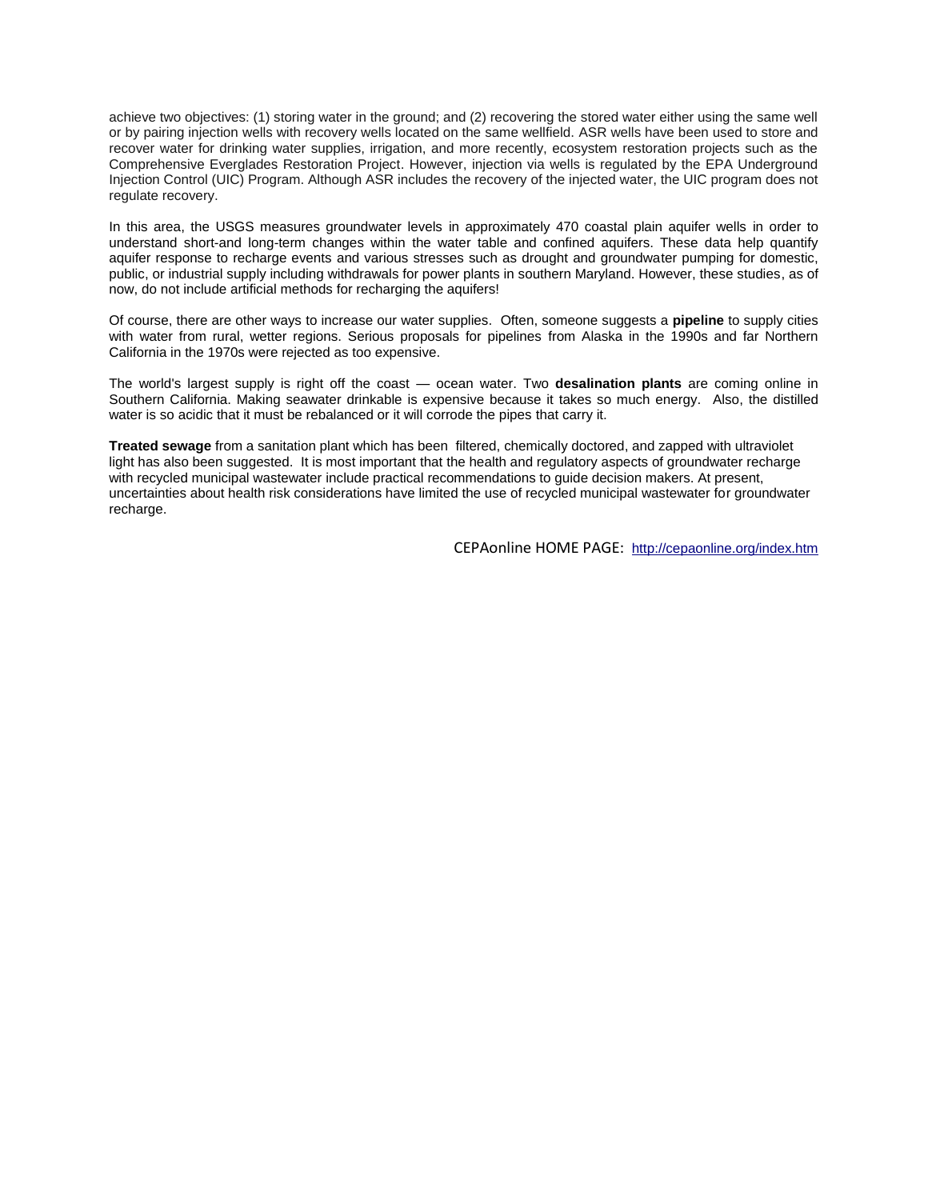achieve two objectives: (1) storing water in the ground; and (2) recovering the stored water either using the same well or by pairing injection wells with recovery wells located on the same wellfield. ASR wells have been used to store and recover water for drinking water supplies, irrigation, and more recently, ecosystem restoration projects such as the Comprehensive Everglades Restoration Project. However, injection via wells is regulated by the EPA Underground Injection Control (UIC) Program. Although ASR includes the recovery of the injected water, the UIC program does not regulate recovery.

In this area, the USGS measures groundwater levels in approximately 470 coastal plain aquifer wells in order to understand short-and long-term changes within the water table and confined aquifers. These data help quantify aquifer response to recharge events and various stresses such as drought and groundwater pumping for domestic, public, or industrial supply including withdrawals for power plants in southern Maryland. However, these studies, as of now, do not include artificial methods for recharging the aquifers!

Of course, there are other ways to increase our water supplies. Often, someone suggests a **pipeline** to supply cities with water from rural, wetter regions. Serious proposals for pipelines from Alaska in the 1990s and far Northern California in the 1970s were rejected as too expensive.

The world's largest supply is right off the coast — ocean water. Two **desalination plants** are coming online in Southern California. Making seawater drinkable is expensive because it takes so much energy. Also, the distilled water is so acidic that it must be rebalanced or it will corrode the pipes that carry it.

**Treated sewage** from a sanitation plant which has been filtered, chemically doctored, and zapped with ultraviolet light has also been suggested. It is most important that the health and regulatory aspects of groundwater recharge with recycled municipal wastewater include practical recommendations to guide decision makers. At present, uncertainties about health risk considerations have limited the use of recycled municipal wastewater for groundwater recharge.

CEPAonline HOME PAGE: http://cepaonline.org/index.htm